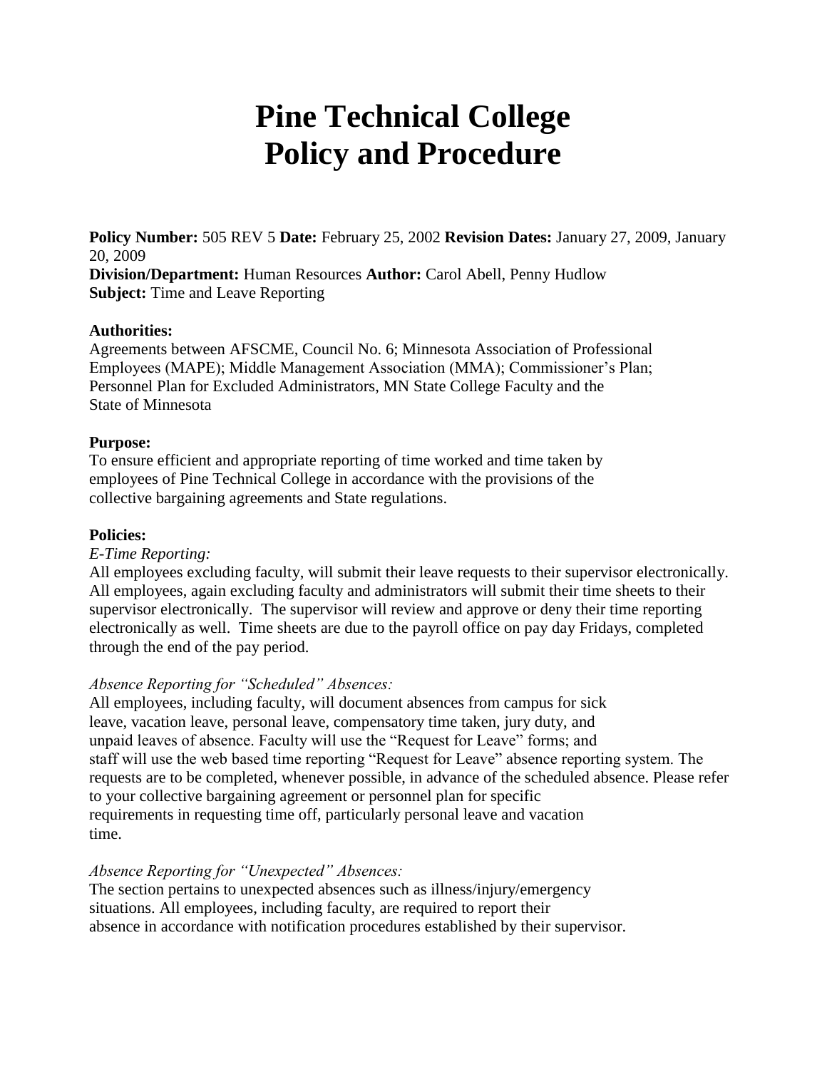# Pine Technical College
# Policy and Procedure

**Policy Number:** 505 REV 5 **Date:** February 25, 2002 **Revision Dates:** January 27, 2009, January 20, 2009
**Division/Department:** Human Resources **Author:** Carol Abell, Penny Hudlow
**Subject:** Time and Leave Reporting

**Authorities:**
Agreements between AFSCME, Council No. 6; Minnesota Association of Professional Employees (MAPE); Middle Management Association (MMA); Commissioner's Plan; Personnel Plan for Excluded Administrators, MN State College Faculty and the State of Minnesota

**Purpose:**
To ensure efficient and appropriate reporting of time worked and time taken by employees of Pine Technical College in accordance with the provisions of the collective bargaining agreements and State regulations.

**Policies:**

*E-Time Reporting:*
All employees excluding faculty, will submit their leave requests to their supervisor electronically. All employees, again excluding faculty and administrators will submit their time sheets to their supervisor electronically. The supervisor will review and approve or deny their time reporting electronically as well. Time sheets are due to the payroll office on pay day Fridays, completed through the end of the pay period.

*Absence Reporting for "Scheduled" Absences:*
All employees, including faculty, will document absences from campus for sick leave, vacation leave, personal leave, compensatory time taken, jury duty, and unpaid leaves of absence. Faculty will use the "Request for Leave" forms; and staff will use the web based time reporting "Request for Leave" absence reporting system. The requests are to be completed, whenever possible, in advance of the scheduled absence. Please refer to your collective bargaining agreement or personnel plan for specific requirements in requesting time off, particularly personal leave and vacation time.

*Absence Reporting for "Unexpected" Absences:*
The section pertains to unexpected absences such as illness/injury/emergency situations. All employees, including faculty, are required to report their absence in accordance with notification procedures established by their supervisor.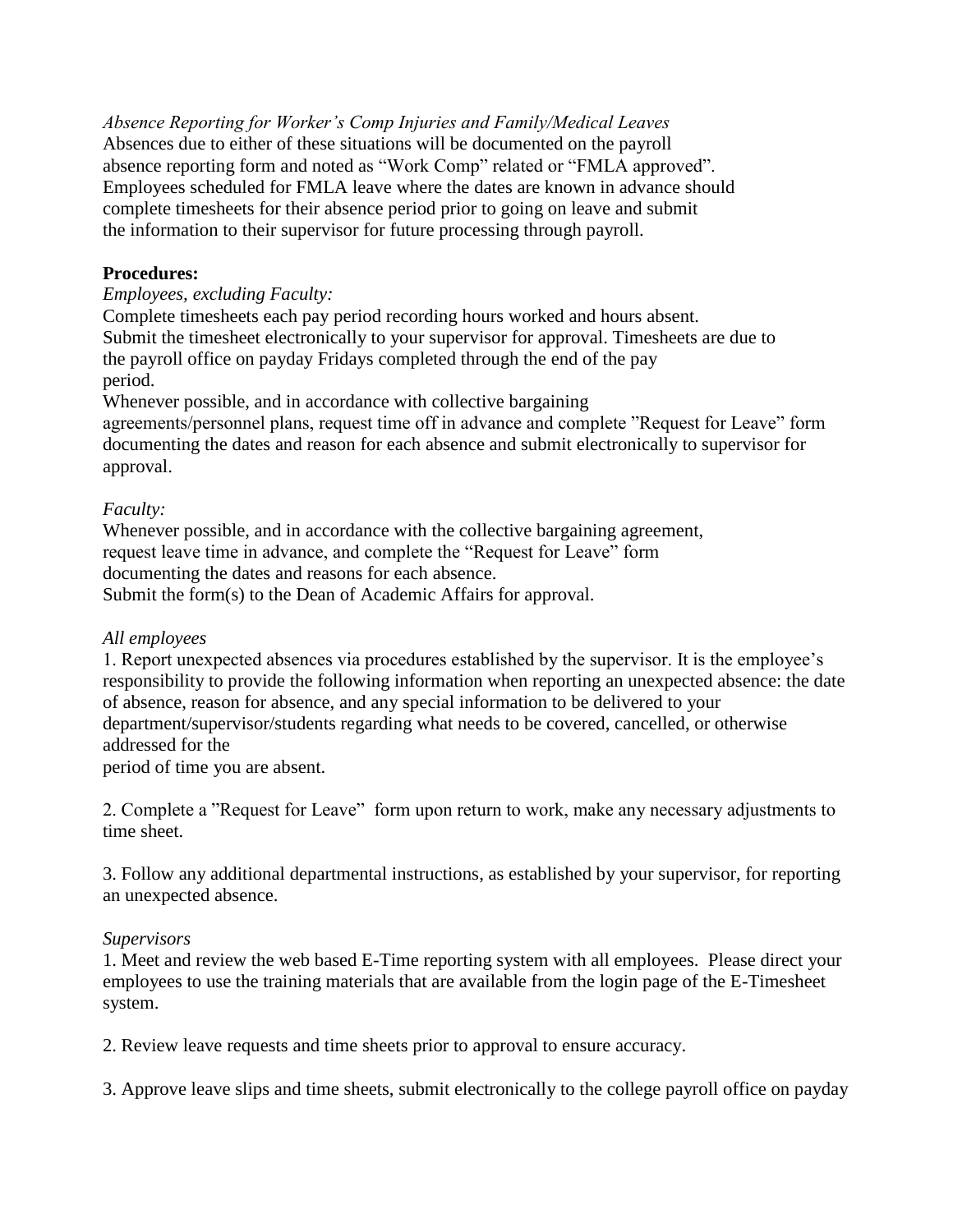*Absence Reporting for Worker's Comp Injuries and Family/Medical Leaves*
Absences due to either of these situations will be documented on the payroll absence reporting form and noted as "Work Comp" related or "FMLA approved". Employees scheduled for FMLA leave where the dates are known in advance should complete timesheets for their absence period prior to going on leave and submit the information to their supervisor for future processing through payroll.

**Procedures:**

*Employees, excluding Faculty:*
Complete timesheets each pay period recording hours worked and hours absent.
Submit the timesheet electronically to your supervisor for approval. Timesheets are due to the payroll office on payday Fridays completed through the end of the pay period.
Whenever possible, and in accordance with collective bargaining agreements/personnel plans, request time off in advance and complete "Request for Leave" form documenting the dates and reason for each absence and submit electronically to supervisor for approval.

*Faculty:*
Whenever possible, and in accordance with the collective bargaining agreement, request leave time in advance, and complete the "Request for Leave" form documenting the dates and reasons for each absence.
Submit the form(s) to the Dean of Academic Affairs for approval.

*All employees*

1. Report unexpected absences via procedures established by the supervisor. It is the employee's responsibility to provide the following information when reporting an unexpected absence: the date of absence, reason for absence, and any special information to be delivered to your department/supervisor/students regarding what needs to be covered, cancelled, or otherwise addressed for the period of time you are absent.

2. Complete a "Request for Leave" form upon return to work, make any necessary adjustments to time sheet.

3. Follow any additional departmental instructions, as established by your supervisor, for reporting an unexpected absence.

*Supervisors*

1. Meet and review the web based E-Time reporting system with all employees. Please direct your employees to use the training materials that are available from the login page of the E-Timesheet system.

2. Review leave requests and time sheets prior to approval to ensure accuracy.

3. Approve leave slips and time sheets, submit electronically to the college payroll office on payday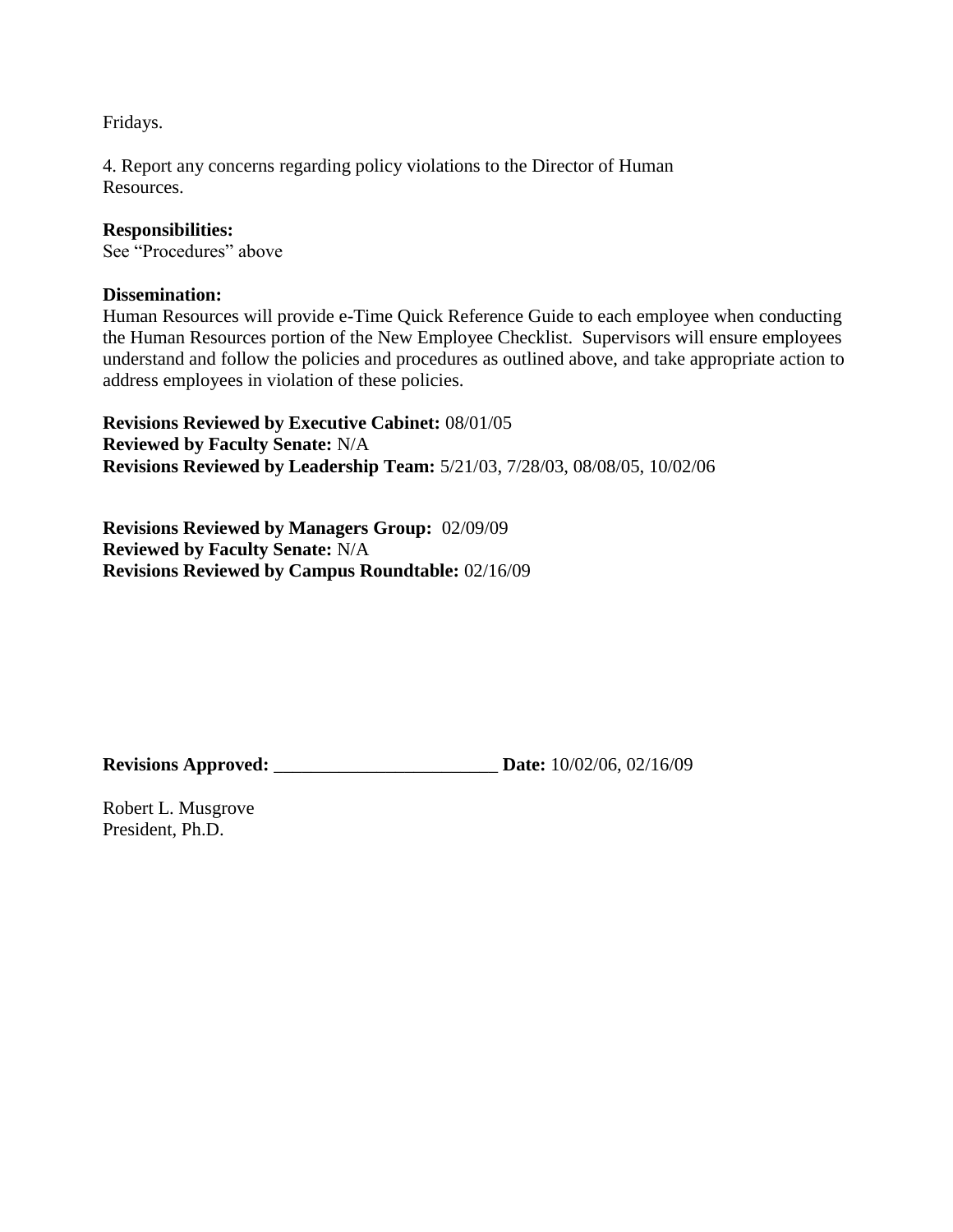Fridays.

4. Report any concerns regarding policy violations to the Director of Human Resources.

**Responsibilities:**
See "Procedures" above

**Dissemination:**
Human Resources will provide e-Time Quick Reference Guide to each employee when conducting the Human Resources portion of the New Employee Checklist. Supervisors will ensure employees understand and follow the policies and procedures as outlined above, and take appropriate action to address employees in violation of these policies.

**Revisions Reviewed by Executive Cabinet:** 08/01/05
**Reviewed by Faculty Senate:** N/A
**Revisions Reviewed by Leadership Team:** 5/21/03, 7/28/03, 08/08/05, 10/02/06

**Revisions Reviewed by Managers Group:** 02/09/09
**Reviewed by Faculty Senate:** N/A
**Revisions Reviewed by Campus Roundtable:** 02/16/09

**Revisions Approved:** ________________________ **Date:** 10/02/06, 02/16/09

Robert L. Musgrove
President, Ph.D.